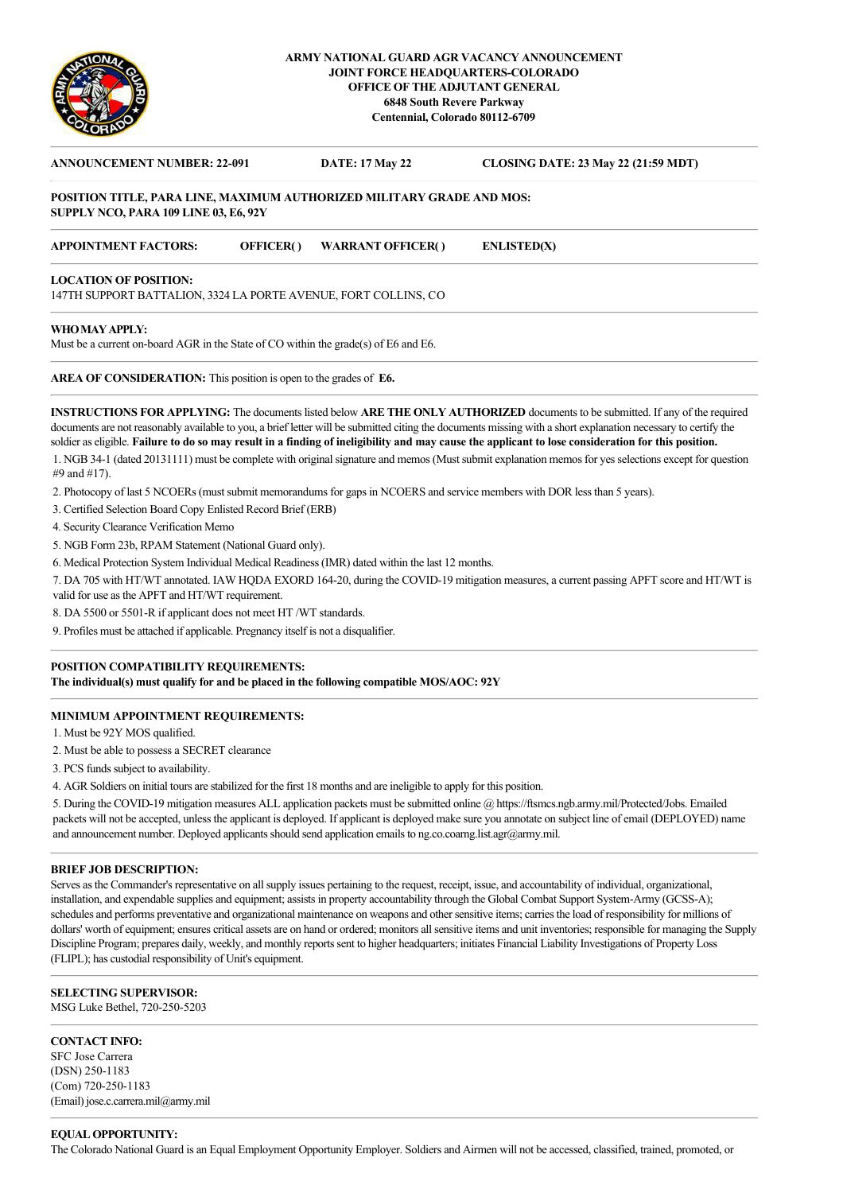**ARMY NATIONAL GUARD AGR VACANCY ANNOUNCEMENT**
**JOINT FORCE HEADQUARTERS-COLORADO**
**OFFICE OF THE ADJUTANT GENERAL**
**6848 South Revere Parkway**
**Centennial, Colorado 80112-6709**

---

**ANNOUNCEMENT NUMBER: 22-091** **DATE: 17 May 22** **CLOSING DATE: 23 May 22 (21:59 MDT)**

---

**POSITION TITLE, PARA LINE, MAXIMUM AUTHORIZED MILITARY GRADE AND MOS:**
**SUPPLY NCO, PARA 109 LINE 03, E6, 92Y**

---

**APPOINTMENT FACTORS:** **OFFICER( )** **WARRANT OFFICER( )** **ENLISTED(X)**

---

**LOCATION OF POSITION:**
147TH SUPPORT BATTALION, 3324 LA PORTE AVENUE, FORT COLLINS, CO

---

**WHO MAY APPLY:**
Must be a current on-board AGR in the State of CO within the grade(s) of E6 and E6.

---

**AREA OF CONSIDERATION:** This position is open to the grades of **E6.**

---

**INSTRUCTIONS FOR APPLYING:** The documents listed below **ARE THE ONLY AUTHORIZED** documents to be submitted. If any of the required documents are not reasonably available to you, a brief letter will be submitted citing the documents missing with a short explanation necessary to certify the soldier as eligible. **Failure to do so may result in a finding of ineligibility and may cause the applicant to lose consideration for this position.**

1. NGB 34-1 (dated 20131111) must be complete with original signature and memos (Must submit explanation memos for yes selections except for question #9 and #17).
2. Photocopy of last 5 NCOERs (must submit memorandums for gaps in NCOERS and service members with DOR less than 5 years).
3. Certified Selection Board Copy Enlisted Record Brief (ERB)
4. Security Clearance Verification Memo
5. NGB Form 23b, RPAM Statement (National Guard only).
6. Medical Protection System Individual Medical Readiness (IMR) dated within the last 12 months.
7. DA 705 with HT/WT annotated. IAW HQDA EXORD 164-20, during the COVID-19 mitigation measures, a current passing APFT score and HT/WT is valid for use as the APFT and HT/WT requirement.
8. DA 5500 or 5501-R if applicant does not meet HT /WT standards.
9. Profiles must be attached if applicable. Pregnancy itself is not a disqualifier.

---

**POSITION COMPATIBILITY REQUIREMENTS:**
**The individual(s) must qualify for and be placed in the following compatible MOS/AOC: 92Y**

---

**MINIMUM APPOINTMENT REQUIREMENTS:**

1. Must be 92Y MOS qualified.
2. Must be able to possess a SECRET clearance
3. PCS funds subject to availability.
4. AGR Soldiers on initial tours are stabilized for the first 18 months and are ineligible to apply for this position.
5. During the COVID-19 mitigation measures ALL application packets must be submitted online @ https://ftsmcs.ngb.army.mil/Protected/Jobs. Emailed packets will not be accepted, unless the applicant is deployed. If applicant is deployed make sure you annotate on subject line of email (DEPLOYED) name and announcement number. Deployed applicants should send application emails to ng.co.coarng.list.agr@army.mil.

---

**BRIEF JOB DESCRIPTION:**
Serves as the Commander's representative on all supply issues pertaining to the request, receipt, issue, and accountability of individual, organizational, installation, and expendable supplies and equipment; assists in property accountability through the Global Combat Support System-Army (GCSS-A); schedules and performs preventative and organizational maintenance on weapons and other sensitive items; carries the load of responsibility for millions of dollars' worth of equipment; ensures critical assets are on hand or ordered; monitors all sensitive items and unit inventories; responsible for managing the Supply Discipline Program; prepares daily, weekly, and monthly reports sent to higher headquarters; initiates Financial Liability Investigations of Property Loss (FLIPL); has custodial responsibility of Unit's equipment.

---

**SELECTING SUPERVISOR:**
MSG Luke Bethel, 720-250-5203

---

**CONTACT INFO:**
SFC Jose Carrera
(DSN) 250-1183
(Com) 720-250-1183
(Email) jose.c.carrera.mil@army.mil

---

**EQUAL OPPORTUNITY:**
The Colorado National Guard is an Equal Employment Opportunity Employer. Soldiers and Airmen will not be accessed, classified, trained, promoted, or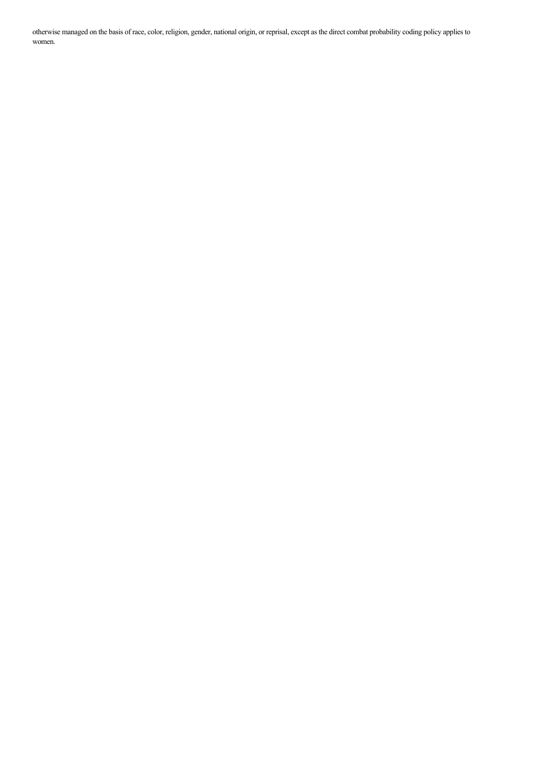otherwise managed on the basis of race, color, religion, gender, national origin, or reprisal, except as the direct combat probability coding policy applies to women.